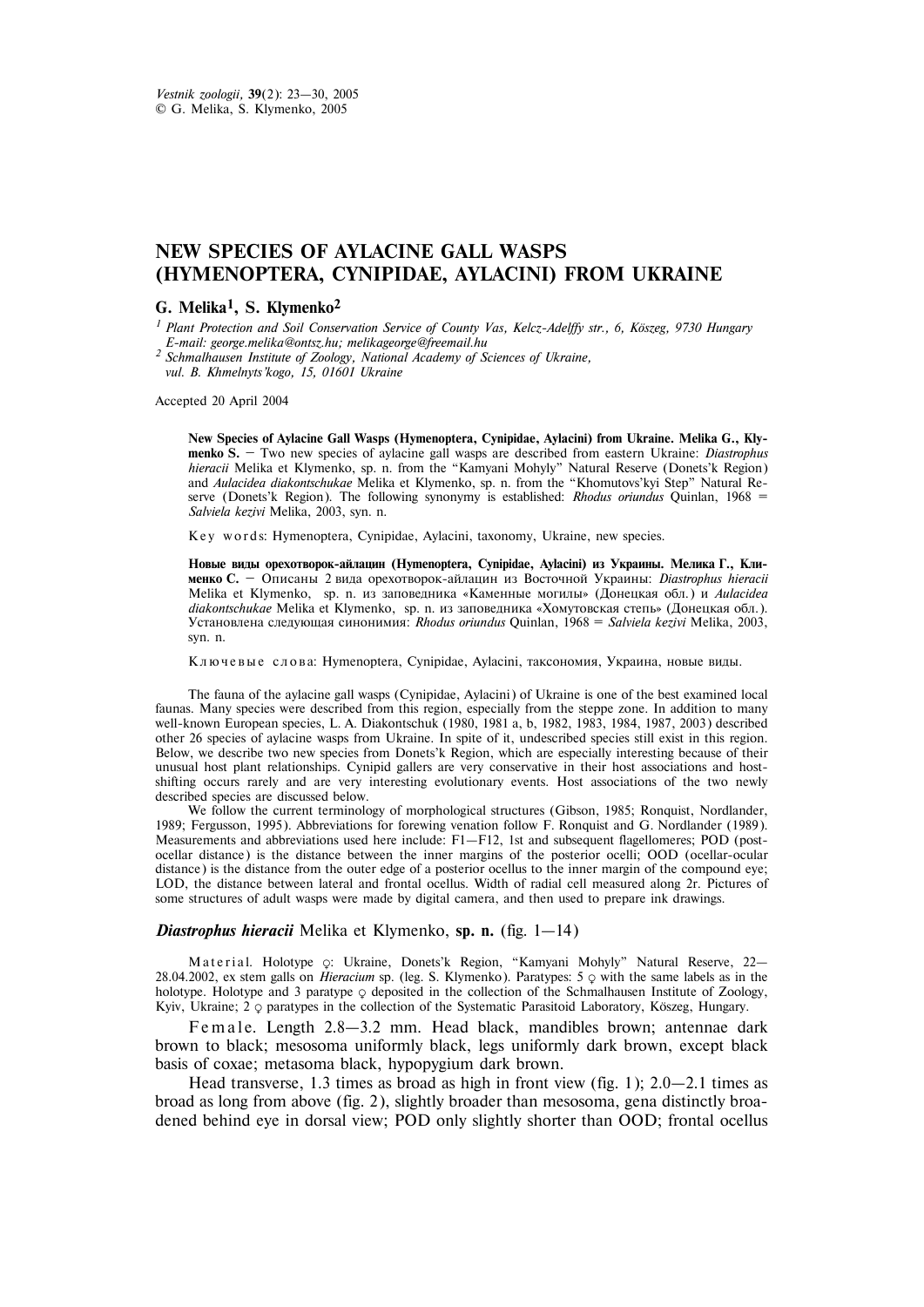# NEW SPECIES OF AYLACINE GALL WASPS (HYMENOPTERA, CYNIPIDAE, AYLACINI) FROM UKRAINE

**G. Melika[1], S. Klymenko[2]**

[1] Plant Protection and Soil Conservation Service of County Vas, Kelcz-Adelffy str., 6, Kőszeg, 9730 Hungary
E-mail: george.melika@ontsz.hu; melikageorge@freemail.hu

[2] Schmalhausen Institute of Zoology, National Academy of Sciences of Ukraine, vul. B. Khmelnyts'kogo, 15, 01601 Ukraine

Accepted 20 April 2004

**New Species of Aylacine Gall Wasps (Hymenoptera, Cynipidae, Aylacini) from Ukraine. Melika G., Klymenko S.** — Two new species of aylacine gall wasps are described from eastern Ukraine: *Diastrophus hieracii* Melika et Klymenko, sp. n. from the "Kamyani Mohyly" Natural Reserve (Donets'k Region) and *Aulacidea diakontschukae* Melika et Klymenko, sp. n. from the "Khomutovs'kyi Step" Natural Reserve (Donets'k Region). The following synonymy is established: *Rhodus oriundus* Quinlan, 1968 = *Salviela kezivi* Melika, 2003, syn. n.

Key words: Hymenoptera, Cynipidae, Aylacini, taxonomy, Ukraine, new species.

**Новые виды орехотворок-айлацин (Hymenoptera, Cynipidae, Aylacini) из Украины. Мелика Г., Клименко С.** — Описаны 2 вида орехотворок-айлацин из Восточной Украины: *Diastrophus hieracii* Melika et Klymenko, sp. n. из заповедника «Каменные могилы» (Донецкая обл.) и *Aulacidea diakontschukae* Melika et Klymenko, sp. n. из заповедника «Хомутовская степь» (Донецкая обл.). Установлена следующая синонимия: *Rhodus oriundus* Quinlan, 1968 = *Salviela kezivi* Melika, 2003, syn. n.

Ключевые слова: Hymenoptera, Cynipidae, Aylacini, таксономия, Украина, новые виды.

The fauna of the aylacine gall wasps (Cynipidae, Aylacini) of Ukraine is one of the best examined local faunas. Many species were described from this region, especially from the steppe zone. In addition to many well-known European species, L. A. Diakontschuk (1980, 1981 a, b, 1982, 1983, 1984, 1987, 2003) described other 26 species of aylacine wasps from Ukraine. In spite of it, undescribed species still exist in this region. Below, we describe two new species from Donets'k Region, which are especially interesting because of their unusual host plant relationships. Cynipid gallers are very conservative in their host associations and host-shifting occurs rarely and are very interesting evolutionary events. Host associations of the two newly described species are discussed below.

We follow the current terminology of morphological structures (Gibson, 1985; Ronquist, Nordlander, 1989; Fergusson, 1995). Abbreviations for forewing venation follow F. Ronquist and G. Nordlander (1989). Measurements and abbreviations used here include: F1—F12, 1st and subsequent flagellomeres; POD (post-ocellar distance) is the distance between the inner margins of the posterior ocelli; OOD (ocellar-ocular distance) is the distance from the outer edge of a posterior ocellus to the inner margin of the compound eye; LOD, the distance between lateral and frontal ocellus. Width of radial cell measured along 2r. Pictures of some structures of adult wasps were made by digital camera, and then used to prepare ink drawings.

### *Diastrophus hieracii* Melika et Klymenko, sp. n. (fig. 1—14)

Material. Holotype ♀: Ukraine, Donets'k Region, "Kamyani Mohyly" Natural Reserve, 22—28.04.2002, ex stem galls on *Hieracium* sp. (leg. S. Klymenko). Paratypes: 5 ♀ with the same labels as in the holotype. Holotype and 3 paratype ♀ deposited in the collection of the Schmalhausen Institute of Zoology, Kyiv, Ukraine; 2 ♀ paratypes in the collection of the Systematic Parasitoid Laboratory, Kőszeg, Hungary.

Female. Length 2.8—3.2 mm. Head black, mandibles brown; antennae dark brown to black; mesosoma uniformly black, legs uniformly dark brown, except black basis of coxae; metasoma black, hypopygium dark brown.

Head transverse, 1.3 times as broad as high in front view (fig. 1); 2.0—2.1 times as broad as long from above (fig. 2), slightly broader than mesosoma, gena distinctly broadened behind eye in dorsal view; POD only slightly shorter than OOD; frontal ocellus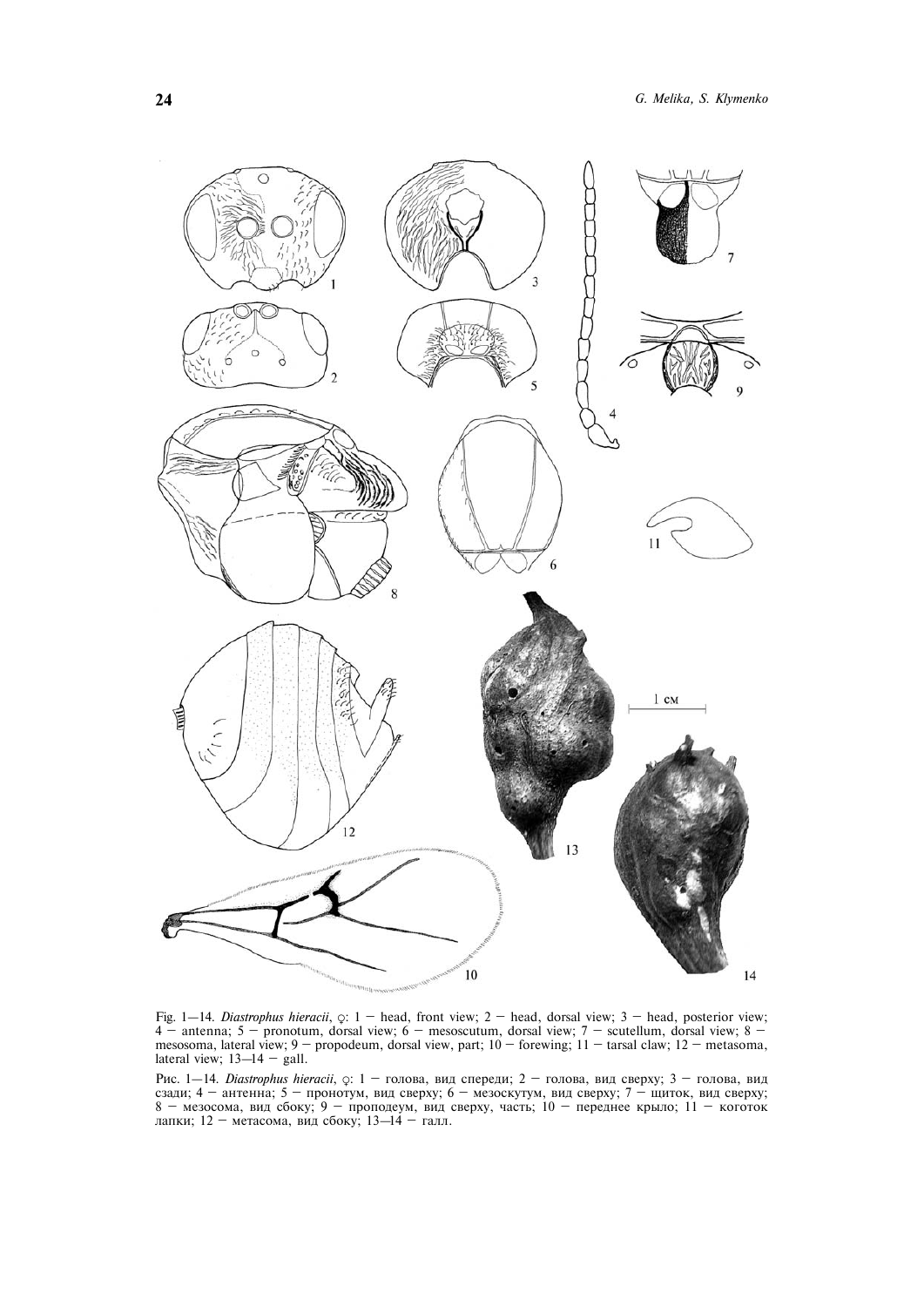Fig. 1—14. *Diastrophus hieracii*, ♀: 1 — head, front view; 2 — head, dorsal view; 3 — head, posterior view; 4 — antenna; 5 — pronotum, dorsal view; 6 — mesoscutum, dorsal view; 7 — scutellum, dorsal view; 8 — mesosoma, lateral view; 9 — propodeum, dorsal view, part; 10 — forewing; 11 — tarsal claw; 12 — metasoma, lateral view; 13—14 — gall.

Рис. 1—14. *Diastrophus hieracii*, ♀: 1 — голова, вид спереди; 2 — голова, вид сверху; 3 — голова, вид сзади; 4 — антенна; 5 — пронотум, вид сверху; 6 — мезоскутум, вид сверху; 7 — щиток, вид сверху; 8 — мезосома, вид сбоку; 9 — проподеум, вид сверху, часть; 10 — переднее крыло; 11 — коготок лапки; 12 — метасома, вид сбоку; 13—14 — галл.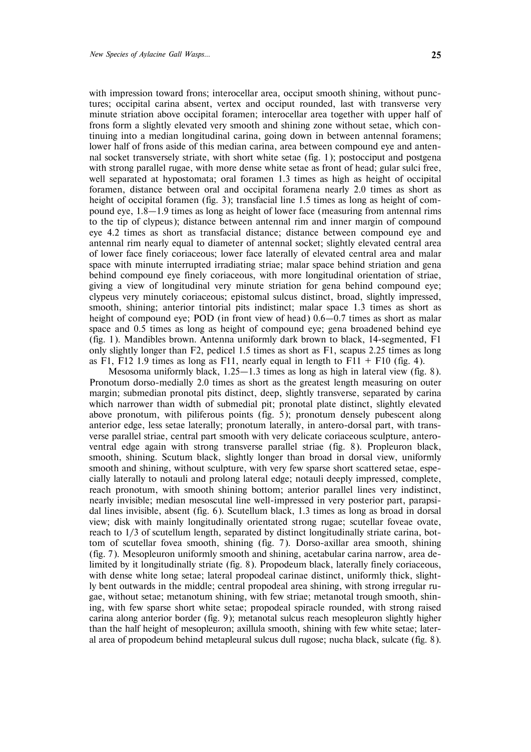with impression toward frons; interocellar area, occiput smooth shining, without punctures; occipital carina absent, vertex and occiput rounded, last with transverse very minute striation above occipital foramen; interocellar area together with upper half of frons form a slightly elevated very smooth and shining zone without setae, which continuing into a median longitudinal carina, going down in between antennal foramens; lower half of frons aside of this median carina, area between compound eye and antennal socket transversely striate, with short white setae (fig. 1); postocciput and postgena with strong parallel rugae, with more dense white setae as front of head; gular sulci free, well separated at hypostomata; oral foramen 1.3 times as high as height of occipital foramen, distance between oral and occipital foramena nearly 2.0 times as short as height of occipital foramen (fig. 3); transfacial line 1.5 times as long as height of compound eye, 1.8—1.9 times as long as height of lower face (measuring from antennal rims to the tip of clypeus); distance between antennal rim and inner margin of compound eye 4.2 times as short as transfacial distance; distance between compound eye and antennal rim nearly equal to diameter of antennal socket; slightly elevated central area of lower face finely coriaceous; lower face laterally of elevated central area and malar space with minute interrupted irradiating striae; malar space behind striation and gena behind compound eye finely coriaceous, with more longitudinal orientation of striae, giving a view of longitudinal very minute striation for gena behind compound eye; clypeus very minutely coriaceous; epistomal sulcus distinct, broad, slightly impressed, smooth, shining; anterior tintorial pits indistinct; malar space 1.3 times as short as height of compound eye; POD (in front view of head) 0.6—0.7 times as short as malar space and 0.5 times as long as height of compound eye; gena broadened behind eye (fig. 1). Mandibles brown. Antenna uniformly dark brown to black, 14-segmented, F1 only slightly longer than F2, pedicel 1.5 times as short as F1, scapus 2.25 times as long as F1, F12 1.9 times as long as F11, nearly equal in length to F11 + F10 (fig. 4).

Mesosoma uniformly black, 1.25—1.3 times as long as high in lateral view (fig. 8). Pronotum dorso-medially 2.0 times as short as the greatest length measuring on outer margin; submedian pronotal pits distinct, deep, slightly transverse, separated by carina which narrower than width of submedial pit; pronotal plate distinct, slightly elevated above pronotum, with piliferous points (fig. 5); pronotum densely pubescent along anterior edge, less setae laterally; pronotum laterally, in antero-dorsal part, with transverse parallel striae, central part smooth with very delicate coriaceous sculpture, antero-ventral edge again with strong transverse parallel striae (fig. 8). Propleuron black, smooth, shining. Scutum black, slightly longer than broad in dorsal view, uniformly smooth and shining, without sculpture, with very few sparse short scattered setae, especially laterally to notauli and prolong lateral edge; notauli deeply impressed, complete, reach pronotum, with smooth shining bottom; anterior parallel lines very indistinct, nearly invisible; median mesoscutal line well-impressed in very posterior part, parapsidal lines invisible, absent (fig. 6). Scutellum black, 1.3 times as long as broad in dorsal view; disk with mainly longitudinally orientated strong rugae; scutellar foveae ovate, reach to 1/3 of scutellum length, separated by distinct longitudinally striate carina, bottom of scutellar fovea smooth, shining (fig. 7). Dorso-axillar area smooth, shining (fig. 7). Mesopleuron uniformly smooth and shining, acetabular carina narrow, area delimited by it longitudinally striate (fig. 8). Propodeum black, laterally finely coriaceous, with dense white long setae; lateral propodeal carinae distinct, uniformly thick, slightly bent outwards in the middle; central propodeal area shining, with strong irregular rugae, without setae; metanotum shining, with few striae; metanotal trough smooth, shining, with few sparse short white setae; propodeal spiracle rounded, with strong raised carina along anterior border (fig. 9); metanotal sulcus reach mesopleuron slightly higher than the half height of mesopleuron; axillula smooth, shining with few white setae; lateral area of propodeum behind metapleural sulcus dull rugose; nucha black, sulcate (fig. 8).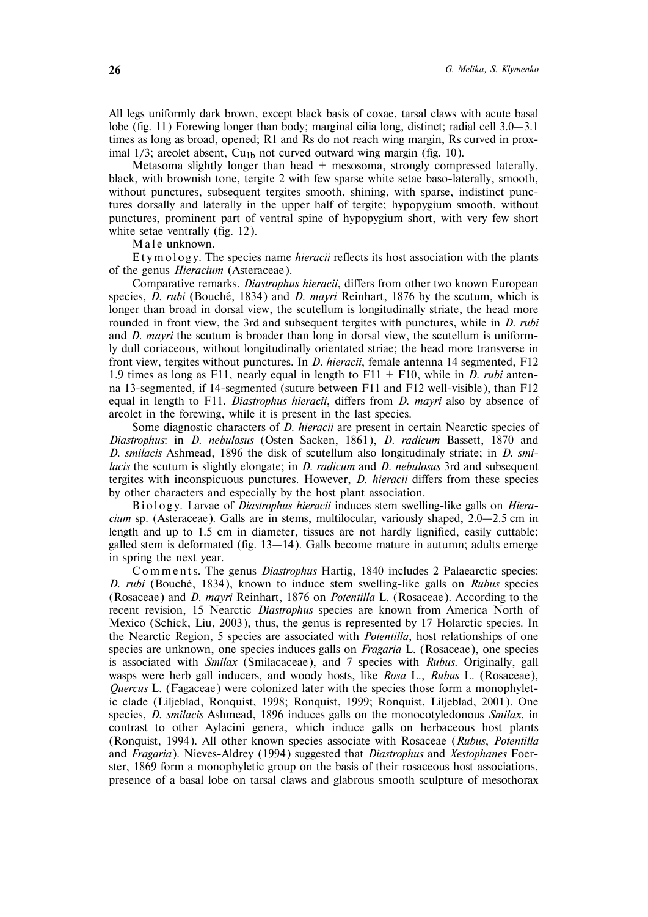All legs uniformly dark brown, except black basis of coxae, tarsal claws with acute basal lobe (fig. 11) Forewing longer than body; marginal cilia long, distinct; radial cell 3.0—3.1 times as long as broad, opened; R1 and Rs do not reach wing margin, Rs curved in proximal 1/3; areolet absent, $Cu_{1b}$ not curved outward wing margin (fig. 10).

Metasoma slightly longer than head + mesosoma, strongly compressed laterally, black, with brownish tone, tergite 2 with few sparse white setae baso-laterally, smooth, without punctures, subsequent tergites smooth, shining, with sparse, indistinct punctures dorsally and laterally in the upper half of tergite; hypopygium smooth, without punctures, prominent part of ventral spine of hypopygium short, with very few short white setae ventrally (fig. 12).

Male unknown.

Etymology. The species name *hieracii* reflects its host association with the plants of the genus *Hieracium* (Asteraceae).

Comparative remarks. *Diastrophus hieracii*, differs from other two known European species, *D. rubi* (Bouché, 1834) and *D. mayri* Reinhart, 1876 by the scutum, which is longer than broad in dorsal view, the scutellum is longitudinally striate, the head more rounded in front view, the 3rd and subsequent tergites with punctures, while in *D. rubi* and *D. mayri* the scutum is broader than long in dorsal view, the scutellum is uniformly dull coriaceous, without longitudinally orientated striae; the head more transverse in front view, tergites without punctures. In *D. hieracii*, female antenna 14 segmented, F12 1.9 times as long as F11, nearly equal in length to F11 + F10, while in *D. rubi* antenna 13-segmented, if 14-segmented (suture between F11 and F12 well-visible), than F12 equal in length to F11. *Diastrophus hieracii*, differs from *D. mayri* also by absence of areolet in the forewing, while it is present in the last species.

Some diagnostic characters of *D. hieracii* are present in certain Nearctic species of *Diastrophus*: in *D. nebulosus* (Osten Sacken, 1861), *D. radicum* Bassett, 1870 and *D. smilacis* Ashmead, 1896 the disk of scutellum also longitudinaly striate; in *D. smilacis* the scutum is slightly elongate; in *D. radicum* and *D. nebulosus* 3rd and subsequent tergites with inconspicuous punctures. However, *D. hieracii* differs from these species by other characters and especially by the host plant association.

Biology. Larvae of *Diastrophus hieracii* induces stem swelling-like galls on *Hieracium* sp. (Asteraceae). Galls are in stems, multilocular, variously shaped, 2.0—2.5 cm in length and up to 1.5 cm in diameter, tissues are not hardly lignified, easily cuttable; galled stem is deformated (fig. 13—14). Galls become mature in autumn; adults emerge in spring the next year.

Comments. The genus *Diastrophus* Hartig, 1840 includes 2 Palaearctic species: *D. rubi* (Bouché, 1834), known to induce stem swelling-like galls on *Rubus* species (Rosaceae) and *D. mayri* Reinhart, 1876 on *Potentilla* L. (Rosaceae). According to the recent revision, 15 Nearctic *Diastrophus* species are known from America North of Mexico (Schick, Liu, 2003), thus, the genus is represented by 17 Holarctic species. In the Nearctic Region, 5 species are associated with *Potentilla*, host relationships of one species are unknown, one species induces galls on *Fragaria* L. (Rosaceae), one species is associated with *Smilax* (Smilacaceae), and 7 species with *Rubus*. Originally, gall wasps were herb gall inducers, and woody hosts, like *Rosa* L., *Rubus* L. (Rosaceae), *Quercus* L. (Fagaceae) were colonized later with the species those form a monophyletic clade (Liljeblad, Ronquist, 1998; Ronquist, 1999; Ronquist, Liljeblad, 2001). One species, *D. smilacis* Ashmead, 1896 induces galls on the monocotyledonous *Smilax*, in contrast to other Aylacini genera, which induce galls on herbaceous host plants (Ronquist, 1994). All other known species associate with Rosaceae (*Rubus*, *Potentilla* and *Fragaria*). Nieves-Aldrey (1994) suggested that *Diastrophus* and *Xestophanes* Foerster, 1869 form a monophyletic group on the basis of their rosaceous host associations, presence of a basal lobe on tarsal claws and glabrous smooth sculpture of mesothorax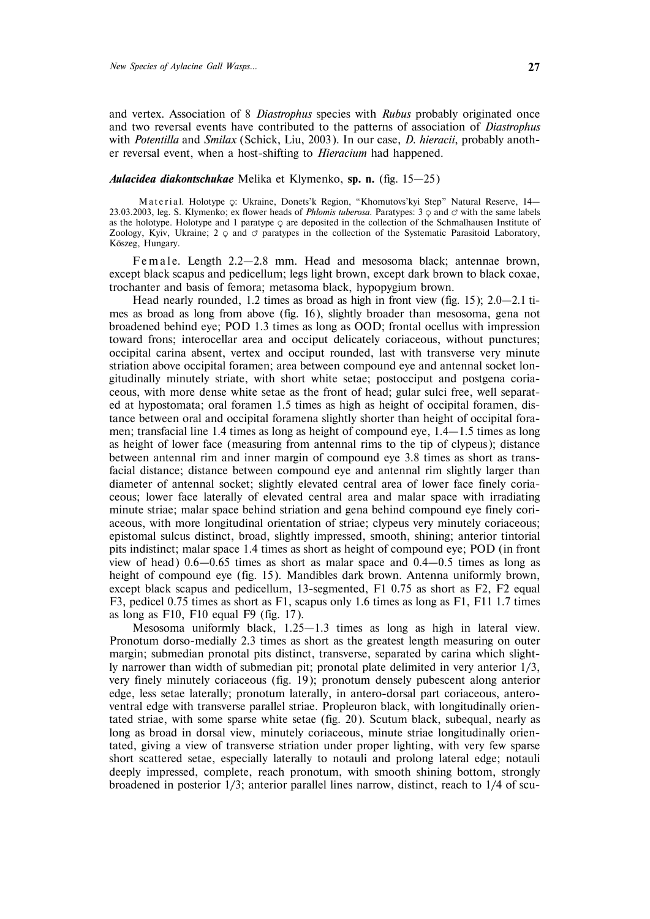and vertex. Association of 8 *Diastrophus* species with *Rubus* probably originated once and two reversal events have contributed to the patterns of association of *Diastrophus* with *Potentilla* and *Smilax* (Schick, Liu, 2003). In our case, *D. hieracii*, probably another reversal event, when a host-shifting to *Hieracium* had happened.

### *Aulacidea diakontschukae* Melika et Klymenko, **sp. n.** (fig. 15—25)

Material. Holotype ♀: Ukraine, Donets'k Region, "Khomutovs'kyi Step" Natural Reserve, 14—23.03.2003, leg. S. Klymenko; ex flower heads of *Phlomis tuberosa*. Paratypes: 3 ♀ and ♂ with the same labels as the holotype. Holotype and 1 paratype ♀ are deposited in the collection of the Schmalhausen Institute of Zoology, Kyiv, Ukraine; 2 ♀ and ♂ paratypes in the collection of the Systematic Parasitoid Laboratory, Köszeg, Hungary.

Female. Length 2.2—2.8 mm. Head and mesosoma black; antennae brown, except black scapus and pedicellum; legs light brown, except dark brown to black coxae, trochanter and basis of femora; metasoma black, hypopygium brown.

Head nearly rounded, 1.2 times as broad as high in front view (fig. 15); 2.0—2.1 times as broad as long from above (fig. 16), slightly broader than mesosoma, gena not broadened behind eye; POD 1.3 times as long as OOD; frontal ocellus with impression toward frons; interocellar area and occiput delicately coriaceous, without punctures; occipital carina absent, vertex and occiput rounded, last with transverse very minute striation above occipital foramen; area between compound eye and antennal socket longitudinally minutely striate, with short white setae; postocciput and postgena coriaceous, with more dense white setae as the front of head; gular sulci free, well separated at hypostomata; oral foramen 1.5 times as high as height of occipital foramen, distance between oral and occipital foramena slightly shorter than height of occipital foramen; transfacial line 1.4 times as long as height of compound eye, 1.4—1.5 times as long as height of lower face (measuring from antennal rims to the tip of clypeus); distance between antennal rim and inner margin of compound eye 3.8 times as short as transfacial distance; distance between compound eye and antennal rim slightly larger than diameter of antennal socket; slightly elevated central area of lower face finely coriaceous; lower face laterally of elevated central area and malar space with irradiating minute striae; malar space behind striation and gena behind compound eye finely coriaceous, with more longitudinal orientation of striae; clypeus very minutely coriaceous; epistomal sulcus distinct, broad, slightly impressed, smooth, shining; anterior tintorial pits indistinct; malar space 1.4 times as short as height of compound eye; POD (in front view of head) 0.6—0.65 times as short as malar space and 0.4—0.5 times as long as height of compound eye (fig. 15). Mandibles dark brown. Antenna uniformly brown, except black scapus and pedicellum, 13-segmented, F1 0.75 as short as F2, F2 equal F3, pedicel 0.75 times as short as F1, scapus only 1.6 times as long as F1, F11 1.7 times as long as F10, F10 equal F9 (fig. 17).

Mesosoma uniformly black, 1.25—1.3 times as long as high in lateral view. Pronotum dorso-medially 2.3 times as short as the greatest length measuring on outer margin; submedian pronotal pits distinct, transverse, separated by carina which slightly narrower than width of submedian pit; pronotal plate delimited in very anterior 1/3, very finely minutely coriaceous (fig. 19); pronotum densely pubescent along anterior edge, less setae laterally; pronotum laterally, in antero-dorsal part coriaceous, antero-ventral edge with transverse parallel striae. Propleuron black, with longitudinally orientated striae, with some sparse white setae (fig. 20). Scutum black, subequal, nearly as long as broad in dorsal view, minutely coriaceous, minute striae longitudinally orientated, giving a view of transverse striation under proper lighting, with very few sparse short scattered setae, especially laterally to notauli and prolong lateral edge; notauli deeply impressed, complete, reach pronotum, with smooth shining bottom, strongly broadened in posterior 1/3; anterior parallel lines narrow, distinct, reach to 1/4 of scu-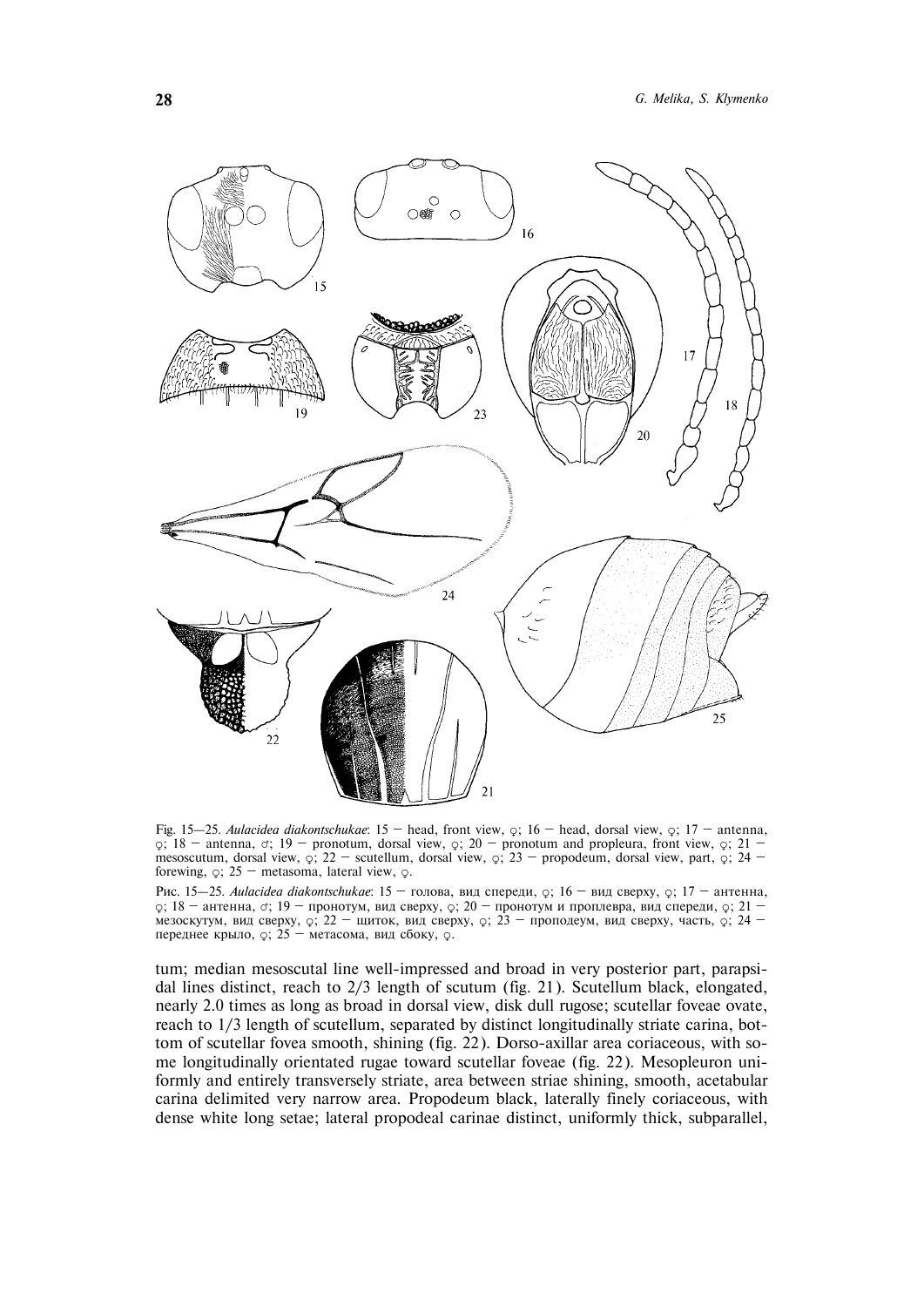Fig. 15—25. *Aulacidea diakontschukae*: 15 — head, front view, ♀; 16 — head, dorsal view, ♀; 17 — antenna, ♀; 18 — antenna, ♂; 19 — pronotum, dorsal view, ♀; 20 — pronotum and propleura, front view, ♀; 21 — mesoscutum, dorsal view, ♀; 22 — scutellum, dorsal view, ♀; 23 — propodeum, dorsal view, part, ♀; 24 — forewing, ♀; 25 — metasoma, lateral view, ♀.

Рис. 15—25. *Aulacidea diakontschukae*: 15 — голова, вид спереди, ♀; 16 — вид сверху, ♀; 17 — антенна, ♀; 18 — антенна, ♂; 19 — пронотум, вид сверху, ♀; 20 — пронотум и проплевра, вид спереди, ♀; 21 — мезоскутум, вид сверху, ♀; 22 — щиток, вид сверху, ♀; 23 — проподеум, вид сверху, часть, ♀; 24 — переднее крыло, ♀; 25 — метасома, вид сбоку, ♀.

tum; median mesoscutal line well-impressed and broad in very posterior part, parapsidal lines distinct, reach to 2/3 length of scutum (fig. 21). Scutellum black, elongated, nearly 2.0 times as long as broad in dorsal view, disk dull rugose; scutellar foveae ovate, reach to 1/3 length of scutellum, separated by distinct longitudinally striate carina, bottom of scutellar fovea smooth, shining (fig. 22). Dorso-axillar area coriaceous, with some longitudinally orientated rugae toward scutellar foveae (fig. 22). Mesopleuron uniformly and entirely transversely striate, area between striae shining, smooth, acetabular carina delimited very narrow area. Propodeum black, laterally finely coriaceous, with dense white long setae; lateral propodeal carinae distinct, uniformly thick, subparallel,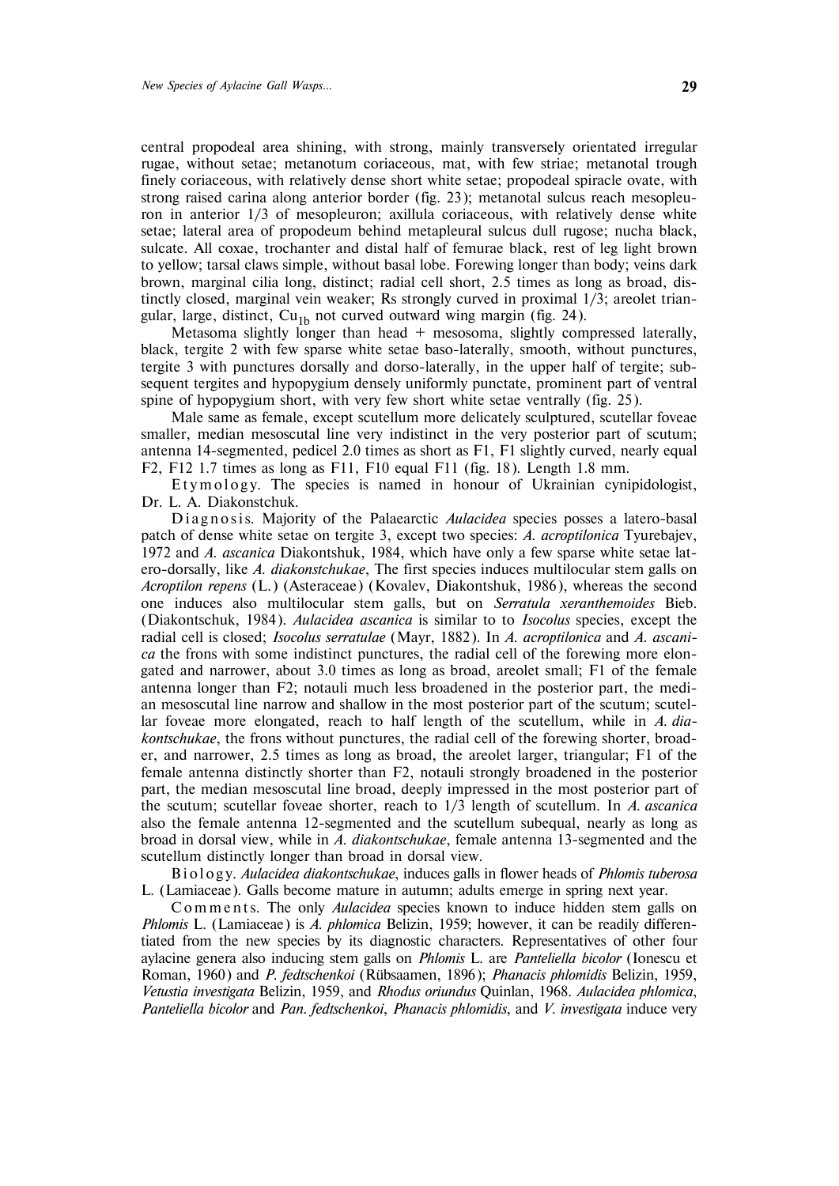central propodeal area shining, with strong, mainly transversely orientated irregular rugae, without setae; metanotum coriaceous, mat, with few striae; metanotal trough finely coriaceous, with relatively dense short white setae; propodeal spiracle ovate, with strong raised carina along anterior border (fig. 23); metanotal sulcus reach mesopleuron in anterior 1/3 of mesopleuron; axillula coriaceous, with relatively dense white setae; lateral area of propodeum behind metapleural sulcus dull rugose; nucha black, sulcate. All coxae, trochanter and distal half of femurae black, rest of leg light brown to yellow; tarsal claws simple, without basal lobe. Forewing longer than body; veins dark brown, marginal cilia long, distinct; radial cell short, 2.5 times as long as broad, distinctly closed, marginal vein weaker; Rs strongly curved in proximal 1/3; areolet triangular, large, distinct, $Cu_{1b}$ not curved outward wing margin (fig. 24).

Metasoma slightly longer than head + mesosoma, slightly compressed laterally, black, tergite 2 with few sparse white setae baso-laterally, smooth, without punctures, tergite 3 with punctures dorsally and dorso-laterally, in the upper half of tergite; subsequent tergites and hypopygium densely uniformly punctate, prominent part of ventral spine of hypopygium short, with very few short white setae ventrally (fig. 25).

Male same as female, except scutellum more delicately sculptured, scutellar foveae smaller, median mesoscutal line very indistinct in the very posterior part of scutum; antenna 14-segmented, pedicel 2.0 times as short as F1, F1 slightly curved, nearly equal F2, F12 1.7 times as long as F11, F10 equal F11 (fig. 18). Length 1.8 mm.

Etymology. The species is named in honour of Ukrainian cynipidologist, Dr. L. A. Diakonstchuk.

Diagnosis. Majority of the Palaearctic *Aulacidea* species posses a latero-basal patch of dense white setae on tergite 3, except two species: *A. acroptilonica* Tyurebajev, 1972 and *A. ascanica* Diakontshuk, 1984, which have only a few sparse white setae latero-dorsally, like *A. diakonstchukae*, The first species induces multilocular stem galls on *Acroptilon repens* (L.) (Asteraceae) (Kovalev, Diakontshuk, 1986), whereas the second one induces also multilocular stem galls, but on *Serratula xeranthemoides* Bieb. (Diakontschuk, 1984). *Aulacidea ascanica* is similar to to *Isocolus* species, except the radial cell is closed; *Isocolus serratulae* (Mayr, 1882). In *A. acroptilonica* and *A. ascanica* the frons with some indistinct punctures, the radial cell of the forewing more elongated and narrower, about 3.0 times as long as broad, areolet small; F1 of the female antenna longer than F2; notauli much less broadened in the posterior part, the median mesoscutal line narrow and shallow in the most posterior part of the scutum; scutellar foveae more elongated, reach to half length of the scutellum, while in *A. diakontschukae*, the frons without punctures, the radial cell of the forewing shorter, broader, and narrower, 2.5 times as long as broad, the areolet larger, triangular; F1 of the female antenna distinctly shorter than F2, notauli strongly broadened in the posterior part, the median mesoscutal line broad, deeply impressed in the most posterior part of the scutum; scutellar foveae shorter, reach to 1/3 length of scutellum. In *A. ascanica* also the female antenna 12-segmented and the scutellum subequal, nearly as long as broad in dorsal view, while in *A. diakontschukae*, female antenna 13-segmented and the scutellum distinctly longer than broad in dorsal view.

Biology. *Aulacidea diakontschukae*, induces galls in flower heads of *Phlomis tuberosa* L. (Lamiaceae). Galls become mature in autumn; adults emerge in spring next year.

Comments. The only *Aulacidea* species known to induce hidden stem galls on *Phlomis* L. (Lamiaceae) is *A. phlomica* Belizin, 1959; however, it can be readily differentiated from the new species by its diagnostic characters. Representatives of other four aylacine genera also inducing stem galls on *Phlomis* L. are *Panteliella bicolor* (Ionescu et Roman, 1960) and *P. fedtschenkoi* (Rübsaamen, 1896); *Phanacis phlomidis* Belizin, 1959, *Vetustia investigata* Belizin, 1959, and *Rhodus oriundus* Quinlan, 1968. *Aulacidea phlomica*, *Panteliella bicolor* and *Pan. fedtschenkoi*, *Phanacis phlomidis*, and *V. investigata* induce very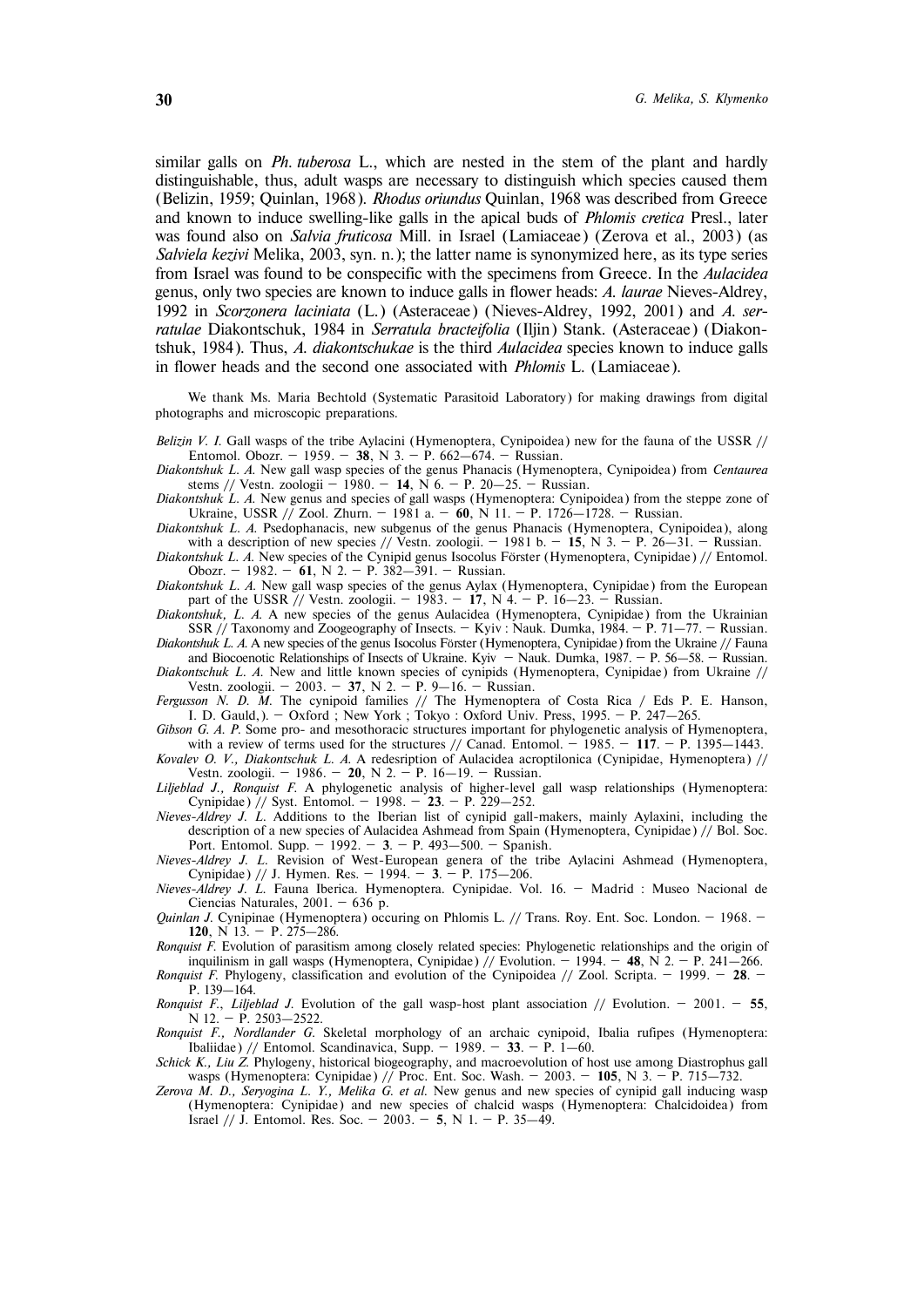similar galls on *Ph. tuberosa* L., which are nested in the stem of the plant and hardly distinguishable, thus, adult wasps are necessary to distinguish which species caused them (Belizin, 1959; Quinlan, 1968). *Rhodus oriundus* Quinlan, 1968 was described from Greece and known to induce swelling-like galls in the apical buds of *Phlomis cretica* Presl., later was found also on *Salvia fruticosa* Mill. in Israel (Lamiaceae) (Zerova et al., 2003) (as *Salviela kezivi* Melika, 2003, syn. n.); the latter name is synonymized here, as its type series from Israel was found to be conspecific with the specimens from Greece. In the *Aulacidea* genus, only two species are known to induce galls in flower heads: *A. laurae* Nieves-Aldrey, 1992 in *Scorzonera laciniata* (L.) (Asteraceae) (Nieves-Aldrey, 1992, 2001) and *A. serratulae* Diakontschuk, 1984 in *Serratula bracteifolia* (Iljin) Stank. (Asteraceae) (Diakontshuk, 1984). Thus, *A. diakontschukae* is the third *Aulacidea* species known to induce galls in flower heads and the second one associated with *Phlomis* L. (Lamiaceae).

We thank Ms. Maria Bechtold (Systematic Parasitoid Laboratory) for making drawings from digital photographs and microscopic preparations.

*Belizin V. I.* Gall wasps of the tribe Aylacini (Hymenoptera, Cynipoidea) new for the fauna of the USSR // Entomol. Obozr. — 1959. — **38**, N 3. — P. 662—674. — Russian.

*Diakontshuk L. A.* New gall wasp species of the genus Phanacis (Hymenoptera, Cynipoidea) from *Centaurea* stems // Vestn. zoologii — 1980. — **14**, N 6. — P. 20—25. — Russian.

*Diakontshuk L. A.* New genus and species of gall wasps (Hymenoptera: Cynipoidea) from the steppe zone of Ukraine, USSR // Zool. Zhurn. — 1981 a. — **60**, N 11. — P. 1726—1728. — Russian.

*Diakontshuk L. A.* Psedophanacis, new subgenus of the genus Phanacis (Hymenoptera, Cynipoidea), along with a description of new species // Vestn. zoologii. — 1981 b. — **15**, N 3. — P. 26—31. — Russian.

*Diakontshuk L. A.* New species of the Cynipid genus Isocolus Förster (Hymenoptera, Cynipidae) // Entomol. Obozr. — 1982. — **61**, N 2. — P. 382—391. — Russian.

*Diakontshuk L. A.* New gall wasp species of the genus Aylax (Hymenoptera, Cynipidae) from the European part of the USSR // Vestn. zoologii. — 1983. — **17**, N 4. — P. 16—23. — Russian.

*Diakontshuk, L. A.* A new species of the genus Aulacidea (Hymenoptera, Cynipidae) from the Ukrainian SSR // Taxonomy and Zoogeography of Insects. — Kyiv : Nauk. Dumka, 1984. — P. 71—77. — Russian.

*Diakontshuk L. A.* A new species of the genus Isocolus Förster (Hymenoptera, Cynipidae) from the Ukraine // Fauna and Biocoenotic Relationships of Insects of Ukraine. Kyiv — Nauk. Dumka, 1987. — P. 56—58. — Russian.

*Diakontschuk L. A.* New and little known species of cynipids (Hymenoptera, Cynipidae) from Ukraine // Vestn. zoologii. — 2003. — **37**, N 2. — P. 9—16. — Russian.

*Fergusson N. D. M.* The cynipoid families // The Hymenoptera of Costa Rica / Eds P. E. Hanson, I. D. Gauld,). — Oxford ; New York ; Tokyo : Oxford Univ. Press, 1995. — P. 247—265.

*Gibson G. A. P.* Some pro- and mesothoracic structures important for phylogenetic analysis of Hymenoptera, with a review of terms used for the structures // Canad. Entomol. — 1985. — **117**. — P. 1395—1443.

*Kovalev O. V., Diakontschuk L. A.* A redesription of Aulacidea acroptilonica (Cynipidae, Hymenoptera) // Vestn. zoologii. — 1986. — **20**, N 2. — P. 16—19. — Russian.

*Liljeblad J., Ronquist F.* A phylogenetic analysis of higher-level gall wasp relationships (Hymenoptera: Cynipidae) // Syst. Entomol. — 1998. — **23**. — P. 229—252.

*Nieves-Aldrey J. L.* Additions to the Iberian list of cynipid gall-makers, mainly Aylaxini, including the description of a new species of Aulacidea Ashmead from Spain (Hymenoptera, Cynipidae) // Bol. Soc. Port. Entomol. Supp. — 1992. — **3**. — P. 493—500. — Spanish.

*Nieves-Aldrey J. L.* Revision of West-European genera of the tribe Aylacini Ashmead (Hymenoptera, Cynipidae) // J. Hymen. Res. — 1994. — **3**. — P. 175—206.

*Nieves-Aldrey J. L.* Fauna Iberica. Hymenoptera. Cynipidae. Vol. 16. — Madrid : Museo Nacional de Ciencias Naturales, 2001. — 636 p.

*Quinlan J.* Cynipinae (Hymenoptera) occuring on Phlomis L. // Trans. Roy. Ent. Soc. London. — 1968. — **120**, N 13. — P. 275—286.

*Ronquist F.* Evolution of parasitism among closely related species: Phylogenetic relationships and the origin of inquilinism in gall wasps (Hymenoptera, Cynipidae) // Evolution. — 1994. — **48**, N 2. — P. 241—266.

*Ronquist F.* Phylogeny, classification and evolution of the Cynipoidea // Zool. Scripta. — 1999. — **28**. — P. 139—164.

*Ronquist F., Liljeblad J.* Evolution of the gall wasp-host plant association // Evolution. — 2001. — **55**, N 12. — P. 2503—2522.

*Ronquist F., Nordlander G.* Skeletal morphology of an archaic cynipoid, Ibalia rufipes (Hymenoptera: Ibaliidae) // Entomol. Scandinavica, Supp. — 1989. — **33**. — P. 1—60.

*Schick K., Liu Z.* Phylogeny, historical biogeography, and macroevolution of host use among Diastrophus gall wasps (Hymenoptera: Cynipidae) // Proc. Ent. Soc. Wash. — 2003. — **105**, N 3. — P. 715—732.

*Zerova M. D., Seryogina L. Y., Melika G. et al.* New genus and new species of cynipid gall inducing wasp (Hymenoptera: Cynipidae) and new species of chalcid wasps (Hymenoptera: Chalcidoidea) from Israel // J. Entomol. Res. Soc. — 2003. — **5**, N 1. — P. 35—49.